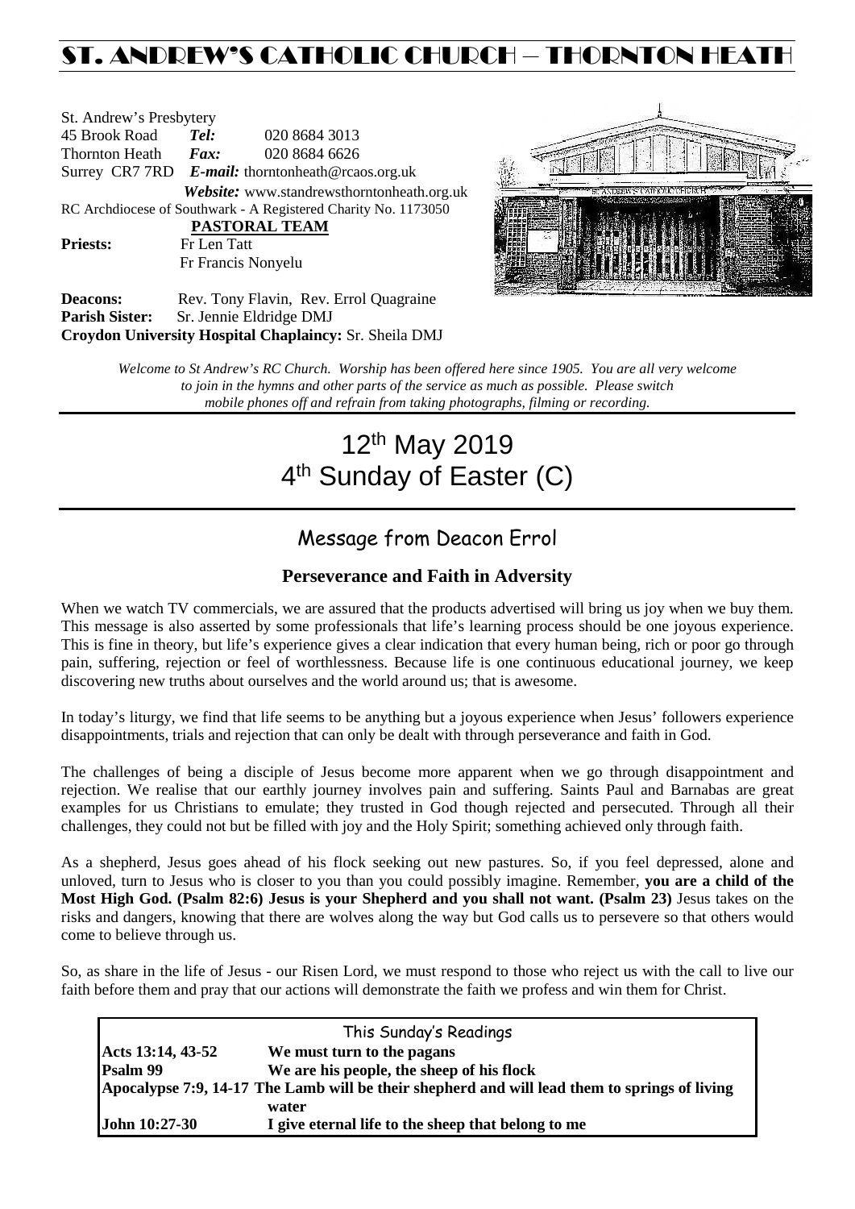# ST. ANDREW'S CATHOLIC CHURCH – THORNTON HEATH

St. Andrew's Presbytery
45 Brook Road **Tel:** 020 8684 3013
Thornton Heath **Fax:** 020 8684 6626
Surrey CR7 7RD ***E-mail:*** thorntonheath@rcaos.org.uk
***Website:*** www.standrewsthorntonheath.org.uk
RC Archdiocese of Southwark - A Registered Charity No. 1173050

**PASTORAL TEAM**

**Priests:** Fr Len Tatt
Fr Francis Nonyelu

**Deacons:** Rev. Tony Flavin, Rev. Errol Quagraine
**Parish Sister:** Sr. Jennie Eldridge DMJ
**Croydon University Hospital Chaplaincy:** Sr. Sheila DMJ

*Welcome to St Andrew's RC Church. Worship has been offered here since 1905. You are all very welcome to join in the hymns and other parts of the service as much as possible. Please switch mobile phones off and refrain from taking photographs, filming or recording.*

# 12th May 2019
# 4th Sunday of Easter (C)

## Message from Deacon Errol

### Perseverance and Faith in Adversity

When we watch TV commercials, we are assured that the products advertised will bring us joy when we buy them. This message is also asserted by some professionals that life's learning process should be one joyous experience. This is fine in theory, but life's experience gives a clear indication that every human being, rich or poor go through pain, suffering, rejection or feel of worthlessness. Because life is one continuous educational journey, we keep discovering new truths about ourselves and the world around us; that is awesome.

In today's liturgy, we find that life seems to be anything but a joyous experience when Jesus' followers experience disappointments, trials and rejection that can only be dealt with through perseverance and faith in God.

The challenges of being a disciple of Jesus become more apparent when we go through disappointment and rejection. We realise that our earthly journey involves pain and suffering. Saints Paul and Barnabas are great examples for us Christians to emulate; they trusted in God though rejected and persecuted. Through all their challenges, they could not but be filled with joy and the Holy Spirit; something achieved only through faith.

As a shepherd, Jesus goes ahead of his flock seeking out new pastures. So, if you feel depressed, alone and unloved, turn to Jesus who is closer to you than you could possibly imagine. Remember, **you are a child of the Most High God. (Psalm 82:6) Jesus is your Shepherd and you shall not want. (Psalm 23)** Jesus takes on the risks and dangers, knowing that there are wolves along the way but God calls us to persevere so that others would come to believe through us.

So, as share in the life of Jesus - our Risen Lord, we must respond to those who reject us with the call to live our faith before them and pray that our actions will demonstrate the faith we profess and win them for Christ.

| This Sunday's Readings | |
|---|---|
| **Acts 13:14, 43-52** | **We must turn to the pagans** |
| **Psalm 99** | **We are his people, the sheep of his flock** |
| **Apocalypse 7:9, 14-17** | **The Lamb will be their shepherd and will lead them to springs of living water** |
| **John 10:27-30** | **I give eternal life to the sheep that belong to me** |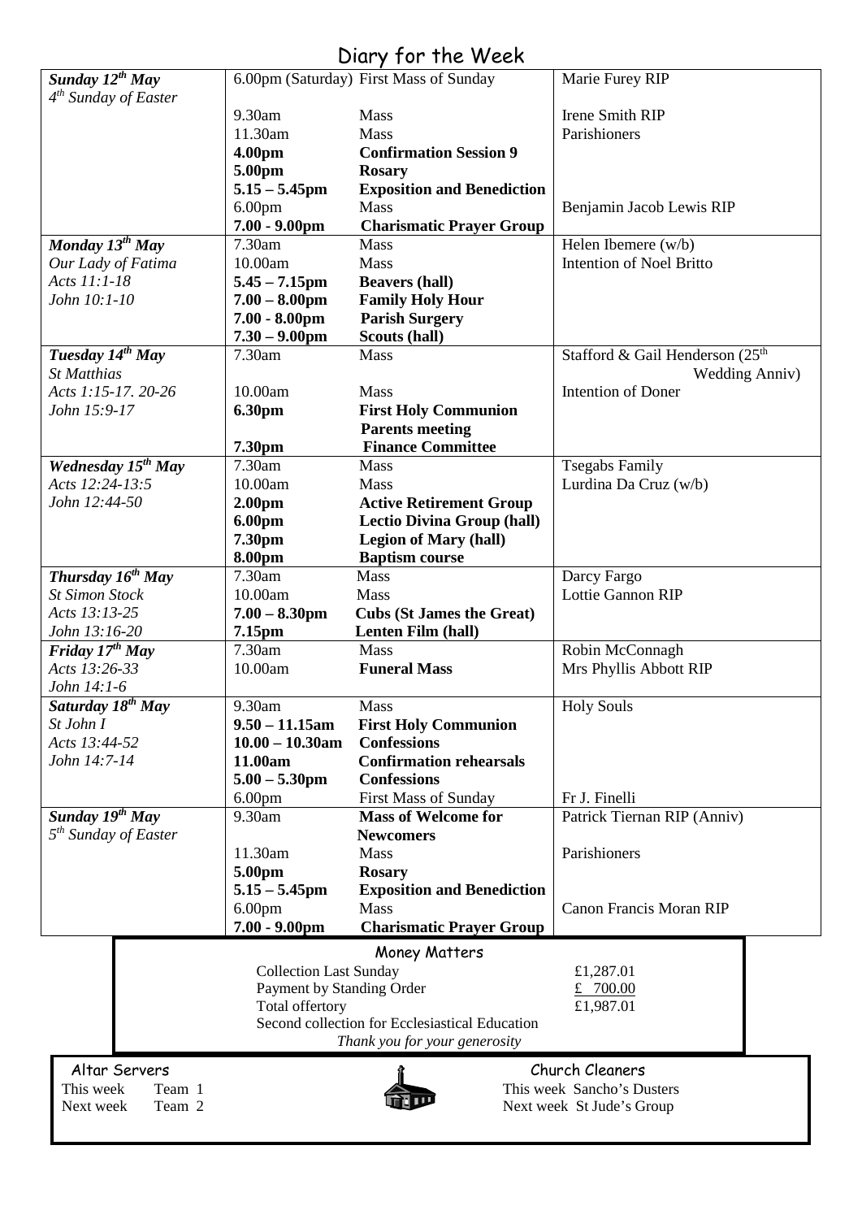# Diary for the Week

| Day | Time | Event | Intention |
|---|---|---|---|
| ***Sunday 12th May*** | 6.00pm (Saturday) | First Mass of Sunday | Marie Furey RIP |
| *4th Sunday of Easter* | 9.30am | Mass | Irene Smith RIP |
| | 11.30am | Mass | Parishioners |
| | **4.00pm** | **Confirmation Session 9** | |
| | **5.00pm** | **Rosary** | |
| | **5.15 – 5.45pm** | **Exposition and Benediction** | |
| | 6.00pm | Mass | Benjamin Jacob Lewis RIP |
| | **7.00 - 9.00pm** | **Charismatic Prayer Group** | |
| ***Monday 13th May*** | 7.30am | Mass | Helen Ibemere (w/b) |
| *Our Lady of Fatima* | 10.00am | Mass | Intention of Noel Britto |
| *Acts 11:1-18* | **5.45 – 7.15pm** | **Beavers (hall)** | |
| *John 10:1-10* | **7.00 – 8.00pm** | **Family Holy Hour** | |
| | **7.00 - 8.00pm** | **Parish Surgery** | |
| | **7.30 – 9.00pm** | **Scouts (hall)** | |
| ***Tuesday 14th May*** | 7.30am | Mass | Stafford & Gail Henderson (25th Wedding Anniv) |
| *St Matthias* | | | |
| *Acts 1:15-17. 20-26* | 10.00am | Mass | Intention of Doner |
| *John 15:9-17* | **6.30pm** | **First Holy Communion Parents meeting** | |
| | **7.30pm** | **Finance Committee** | |
| ***Wednesday 15th May*** | 7.30am | Mass | Tsegabs Family |
| *Acts 12:24-13:5* | 10.00am | Mass | Lurdina Da Cruz (w/b) |
| *John 12:44-50* | **2.00pm** | **Active Retirement Group** | |
| | **6.00pm** | **Lectio Divina Group (hall)** | |
| | **7.30pm** | **Legion of Mary (hall)** | |
| | **8.00pm** | **Baptism course** | |
| ***Thursday 16th May*** | 7.30am | Mass | Darcy Fargo |
| *St Simon Stock* | 10.00am | Mass | Lottie Gannon RIP |
| *Acts 13:13-25* | **7.00 – 8.30pm** | **Cubs (St James the Great)** | |
| *John 13:16-20* | **7.15pm** | **Lenten Film (hall)** | |
| ***Friday 17th May*** | 7.30am | Mass | Robin McConnagh |
| *Acts 13:26-33* | 10.00am | **Funeral Mass** | Mrs Phyllis Abbott RIP |
| *John 14:1-6* | | | |
| ***Saturday 18th May*** | 9.30am | Mass | Holy Souls |
| *St John I* | **9.50 – 11.15am** | **First Holy Communion** | |
| *Acts 13:44-52* | **10.00 – 10.30am** | **Confessions** | |
| *John 14:7-14* | **11.00am** | **Confirmation rehearsals** | |
| | **5.00 – 5.30pm** | **Confessions** | |
| | 6.00pm | First Mass of Sunday | Fr J. Finelli |
| ***Sunday 19th May*** | 9.30am | **Mass of Welcome for Newcomers** | Patrick Tiernan RIP (Anniv) |
| *5th Sunday of Easter* | 11.30am | Mass | Parishioners |
| | **5.00pm** | **Rosary** | |
| | **5.15 – 5.45pm** | **Exposition and Benediction** | |
| | 6.00pm | Mass | Canon Francis Moran RIP |
| | **7.00 - 9.00pm** | **Charismatic Prayer Group** | |

## Money Matters

| | |
|---|---|
| Collection Last Sunday | £1,287.01 |
| Payment by Standing Order | £ 700.00 |
| Total offertory | £1,987.01 |

Second collection for Ecclesiastical Education

*Thank you for your generosity*

## Altar Servers

This week Team 1
Next week Team 2

## Church Cleaners

This week Sancho's Dusters
Next week St Jude's Group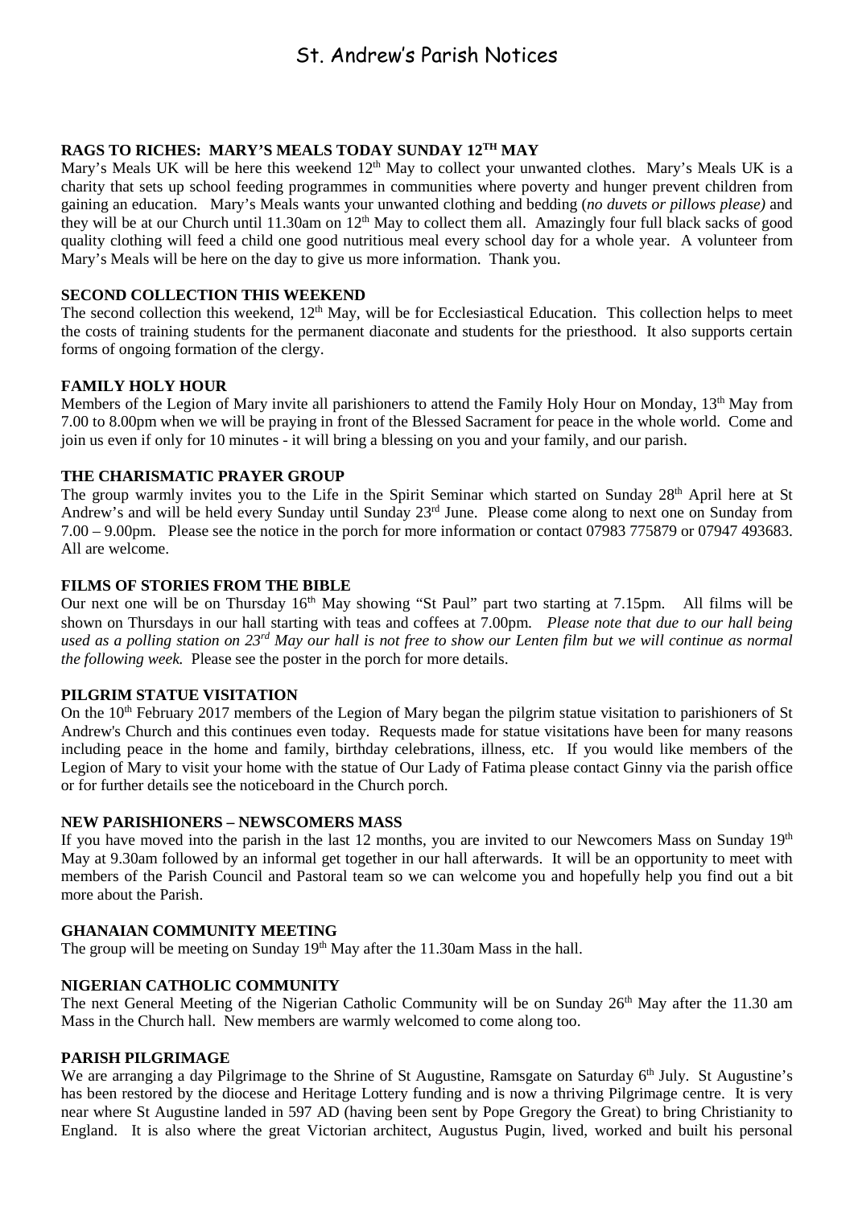# St. Andrew's Parish Notices

**RAGS TO RICHES: MARY'S MEALS TODAY SUNDAY 12TH MAY**

Mary's Meals UK will be here this weekend 12th May to collect your unwanted clothes. Mary's Meals UK is a charity that sets up school feeding programmes in communities where poverty and hunger prevent children from gaining an education. Mary's Meals wants your unwanted clothing and bedding (*no duvets or pillows please)* and they will be at our Church until 11.30am on 12th May to collect them all. Amazingly four full black sacks of good quality clothing will feed a child one good nutritious meal every school day for a whole year. A volunteer from Mary's Meals will be here on the day to give us more information. Thank you.

**SECOND COLLECTION THIS WEEKEND**

The second collection this weekend, 12th May, will be for Ecclesiastical Education. This collection helps to meet the costs of training students for the permanent diaconate and students for the priesthood. It also supports certain forms of ongoing formation of the clergy.

**FAMILY HOLY HOUR**

Members of the Legion of Mary invite all parishioners to attend the Family Holy Hour on Monday, 13th May from 7.00 to 8.00pm when we will be praying in front of the Blessed Sacrament for peace in the whole world. Come and join us even if only for 10 minutes - it will bring a blessing on you and your family, and our parish.

**THE CHARISMATIC PRAYER GROUP**

The group warmly invites you to the Life in the Spirit Seminar which started on Sunday 28th April here at St Andrew's and will be held every Sunday until Sunday 23rd June. Please come along to next one on Sunday from 7.00 – 9.00pm. Please see the notice in the porch for more information or contact 07983 775879 or 07947 493683. All are welcome.

**FILMS OF STORIES FROM THE BIBLE**

Our next one will be on Thursday 16th May showing "St Paul" part two starting at 7.15pm. All films will be shown on Thursdays in our hall starting with teas and coffees at 7.00pm. *Please note that due to our hall being used as a polling station on 23rd May our hall is not free to show our Lenten film but we will continue as normal the following week.* Please see the poster in the porch for more details.

**PILGRIM STATUE VISITATION**

On the 10th February 2017 members of the Legion of Mary began the pilgrim statue visitation to parishioners of St Andrew's Church and this continues even today. Requests made for statue visitations have been for many reasons including peace in the home and family, birthday celebrations, illness, etc. If you would like members of the Legion of Mary to visit your home with the statue of Our Lady of Fatima please contact Ginny via the parish office or for further details see the noticeboard in the Church porch.

**NEW PARISHIONERS – NEWSCOMERS MASS**

If you have moved into the parish in the last 12 months, you are invited to our Newcomers Mass on Sunday 19th May at 9.30am followed by an informal get together in our hall afterwards. It will be an opportunity to meet with members of the Parish Council and Pastoral team so we can welcome you and hopefully help you find out a bit more about the Parish.

**GHANAIAN COMMUNITY MEETING**

The group will be meeting on Sunday 19th May after the 11.30am Mass in the hall.

**NIGERIAN CATHOLIC COMMUNITY**

The next General Meeting of the Nigerian Catholic Community will be on Sunday 26th May after the 11.30 am Mass in the Church hall. New members are warmly welcomed to come along too.

**PARISH PILGRIMAGE**

We are arranging a day Pilgrimage to the Shrine of St Augustine, Ramsgate on Saturday 6th July. St Augustine's has been restored by the diocese and Heritage Lottery funding and is now a thriving Pilgrimage centre. It is very near where St Augustine landed in 597 AD (having been sent by Pope Gregory the Great) to bring Christianity to England. It is also where the great Victorian architect, Augustus Pugin, lived, worked and built his personal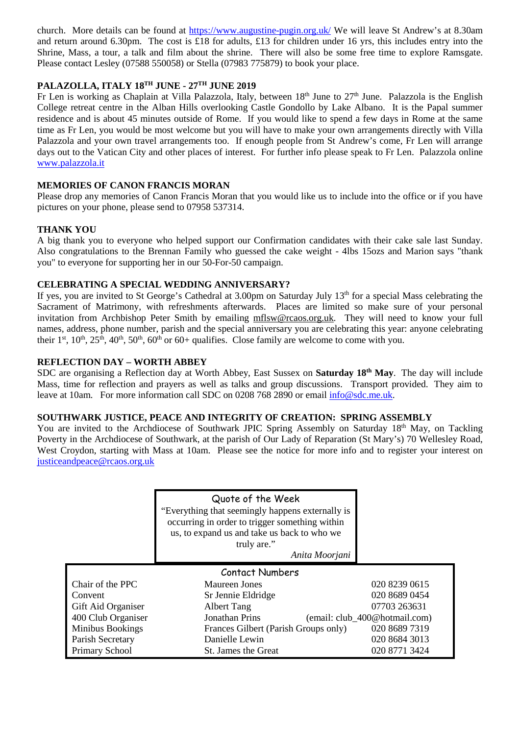church. More details can be found at https://www.augustine-pugin.org.uk/ We will leave St Andrew's at 8.30am and return around 6.30pm. The cost is £18 for adults, £13 for children under 16 yrs, this includes entry into the Shrine, Mass, a tour, a talk and film about the shrine. There will also be some free time to explore Ramsgate. Please contact Lesley (07588 550058) or Stella (07983 775879) to book your place.

## PALAZOLLA, ITALY 18TH JUNE - 27TH JUNE 2019

Fr Len is working as Chaplain at Villa Palazzola, Italy, between 18th June to 27th June. Palazzola is the English College retreat centre in the Alban Hills overlooking Castle Gondollo by Lake Albano. It is the Papal summer residence and is about 45 minutes outside of Rome. If you would like to spend a few days in Rome at the same time as Fr Len, you would be most welcome but you will have to make your own arrangements directly with Villa Palazzola and your own travel arrangements too. If enough people from St Andrew's come, Fr Len will arrange days out to the Vatican City and other places of interest. For further info please speak to Fr Len. Palazzola online www.palazzola.it

## MEMORIES OF CANON FRANCIS MORAN

Please drop any memories of Canon Francis Moran that you would like us to include into the office or if you have pictures on your phone, please send to 07958 537314.

## THANK YOU

A big thank you to everyone who helped support our Confirmation candidates with their cake sale last Sunday. Also congratulations to the Brennan Family who guessed the cake weight - 4lbs 15ozs and Marion says "thank you" to everyone for supporting her in our 50-For-50 campaign.

## CELEBRATING A SPECIAL WEDDING ANNIVERSARY?

If yes, you are invited to St George's Cathedral at 3.00pm on Saturday July 13th for a special Mass celebrating the Sacrament of Matrimony, with refreshments afterwards. Places are limited so make sure of your personal invitation from Archbishop Peter Smith by emailing mflsw@rcaos.org.uk. They will need to know your full names, address, phone number, parish and the special anniversary you are celebrating this year: anyone celebrating their 1st, 10th, 25th, 40th, 50th, 60th or 60+ qualifies. Close family are welcome to come with you.

## REFLECTION DAY – WORTH ABBEY

SDC are organising a Reflection day at Worth Abbey, East Sussex on **Saturday 18th May**. The day will include Mass, time for reflection and prayers as well as talks and group discussions. Transport provided. They aim to leave at 10am. For more information call SDC on 0208 768 2890 or email info@sdc.me.uk.

## SOUTHWARK JUSTICE, PEACE AND INTEGRITY OF CREATION: SPRING ASSEMBLY

You are invited to the Archdiocese of Southwark JPIC Spring Assembly on Saturday 18th May, on Tackling Poverty in the Archdiocese of Southwark, at the parish of Our Lady of Reparation (St Mary's) 70 Wellesley Road, West Croydon, starting with Mass at 10am. Please see the notice for more info and to register your interest on justiceandpeace@rcaos.org.uk

### Quote of the Week

"Everything that seemingly happens externally is occurring in order to trigger something within us, to expand us and take us back to who we truly are."

*Anita Moorjani*

### Contact Numbers

| | | |
|---|---|---|
| Chair of the PPC | Maureen Jones | 020 8239 0615 |
| Convent | Sr Jennie Eldridge | 020 8689 0454 |
| Gift Aid Organiser | Albert Tang | 07703 263631 |
| 400 Club Organiser | Jonathan Prins | (email: club_400@hotmail.com) |
| Minibus Bookings | Frances Gilbert (Parish Groups only) | 020 8689 7319 |
| Parish Secretary | Danielle Lewin | 020 8684 3013 |
| Primary School | St. James the Great | 020 8771 3424 |